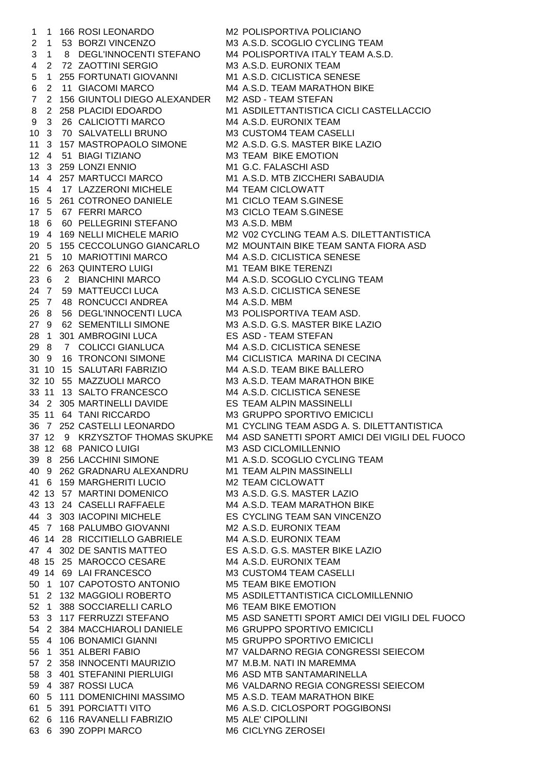| | | | | | |
|---|---|---|---|---|---|
| 1 | 1 | 166 | ROSI LEONARDO | M2 | POLISPORTIVA POLICIANO |
| 2 | 1 | 53 | BORZI VINCENZO | M3 | A.S.D. SCOGLIO CYCLING TEAM |
| 3 | 1 | 8 | DEGL'INNOCENTI STEFANO | M4 | POLISPORTIVA ITALY TEAM A.S.D. |
| 4 | 2 | 72 | ZAOTTINI SERGIO | M3 | A.S.D. EURONIX TEAM |
| 5 | 1 | 255 | FORTUNATI GIOVANNI | M1 | A.S.D. CICLISTICA SENESE |
| 6 | 2 | 11 | GIACOMI MARCO | M4 | A.S.D. TEAM MARATHON BIKE |
| 7 | 2 | 156 | GIUNTOLI DIEGO ALEXANDER | M2 | ASD - TEAM STEFAN |
| 8 | 2 | 258 | PLACIDI EDOARDO | M1 | ASDILETTANTISTICA CICLI CASTELLACCIO |
| 9 | 3 | 26 | CALICIOTTI MARCO | M4 | A.S.D. EURONIX TEAM |
| 10 | 3 | 70 | SALVATELLI BRUNO | M3 | CUSTOM4 TEAM CASELLI |
| 11 | 3 | 157 | MASTROPAOLO SIMONE | M2 | A.S.D. G.S. MASTER BIKE LAZIO |
| 12 | 4 | 51 | BIAGI TIZIANO | M3 | TEAM BIKE EMOTION |
| 13 | 3 | 259 | LONZI ENNIO | M1 | G.C. FALASCHI ASD |
| 14 | 4 | 257 | MARTUCCI MARCO | M1 | A.S.D. MTB ZICCHERI SABAUDIA |
| 15 | 4 | 17 | LAZZERONI MICHELE | M4 | TEAM CICLOWATT |
| 16 | 5 | 261 | COTRONEO DANIELE | M1 | CICLO TEAM S.GINESE |
| 17 | 5 | 67 | FERRI MARCO | M3 | CICLO TEAM S.GINESE |
| 18 | 6 | 60 | PELLEGRINI STEFANO | M3 | A.S.D. MBM |
| 19 | 4 | 169 | NELLI MICHELE MARIO | M2 | V02 CYCLING TEAM A.S. DILETTANTISTICA |
| 20 | 5 | 155 | CECCOLUNGO GIANCARLO | M2 | MOUNTAIN BIKE TEAM SANTA FIORA ASD |
| 21 | 5 | 10 | MARIOTTINI MARCO | M4 | A.S.D. CICLISTICA SENESE |
| 22 | 6 | 263 | QUINTERO LUIGI | M1 | TEAM BIKE TERENZI |
| 23 | 6 | 2 | BIANCHINI MARCO | M4 | A.S.D. SCOGLIO CYCLING TEAM |
| 24 | 7 | 59 | MATTEUCCI LUCA | M3 | A.S.D. CICLISTICA SENESE |
| 25 | 7 | 48 | RONCUCCI ANDREA | M4 | A.S.D. MBM |
| 26 | 8 | 56 | DEGL'INNOCENTI LUCA | M3 | POLISPORTIVA TEAM ASD. |
| 27 | 9 | 62 | SEMENTILLI SIMONE | M3 | A.S.D. G.S. MASTER BIKE LAZIO |
| 28 | 1 | 301 | AMBROGINI LUCA | ES | ASD - TEAM STEFAN |
| 29 | 8 | 7 | COLICCI GIANLUCA | M4 | A.S.D. CICLISTICA SENESE |
| 30 | 9 | 16 | TRONCONI SIMONE | M4 | CICLISTICA MARINA DI CECINA |
| 31 | 10 | 15 | SALUTARI FABRIZIO | M4 | A.S.D. TEAM BIKE BALLERO |
| 32 | 10 | 55 | MAZZUOLI MARCO | M3 | A.S.D. TEAM MARATHON BIKE |
| 33 | 11 | 13 | SALTO FRANCESCO | M4 | A.S.D. CICLISTICA SENESE |
| 34 | 2 | 305 | MARTINELLI DAVIDE | ES | TEAM ALPIN MASSINELLI |
| 35 | 11 | 64 | TANI RICCARDO | M3 | GRUPPO SPORTIVO EMICICLI |
| 36 | 7 | 252 | CASTELLI LEONARDO | M1 | CYCLING TEAM ASDG A. S. DILETTANTISTICA |
| 37 | 12 | 9 | KRZYSZTOF THOMAS SKUPKE | M4 | ASD SANETTI SPORT AMICI DEI VIGILI DEL FUOCO |
| 38 | 12 | 68 | PANICO LUIGI | M3 | ASD CICLOMILLENNIO |
| 39 | 8 | 256 | LACCHINI SIMONE | M1 | A.S.D. SCOGLIO CYCLING TEAM |
| 40 | 9 | 262 | GRADNARU ALEXANDRU | M1 | TEAM ALPIN MASSINELLI |
| 41 | 6 | 159 | MARGHERITI LUCIO | M2 | TEAM CICLOWATT |
| 42 | 13 | 57 | MARTINI DOMENICO | M3 | A.S.D. G.S. MASTER LAZIO |
| 43 | 13 | 24 | CASELLI RAFFAELE | M4 | A.S.D. TEAM MARATHON BIKE |
| 44 | 3 | 303 | IACOPINI MICHELE | ES | CYCLING TEAM SAN VINCENZO |
| 45 | 7 | 168 | PALUMBO GIOVANNI | M2 | A.S.D. EURONIX TEAM |
| 46 | 14 | 28 | RICCITIELLO GABRIELE | M4 | A.S.D. EURONIX TEAM |
| 47 | 4 | 302 | DE SANTIS MATTEO | ES | A.S.D. G.S. MASTER BIKE LAZIO |
| 48 | 15 | 25 | MAROCCO CESARE | M4 | A.S.D. EURONIX TEAM |
| 49 | 14 | 69 | LAI FRANCESCO | M3 | CUSTOM4 TEAM CASELLI |
| 50 | 1 | 107 | CAPOTOSTO ANTONIO | M5 | TEAM BIKE EMOTION |
| 51 | 2 | 132 | MAGGIOLI ROBERTO | M5 | ASDILETTANTISTICA CICLOMILLENNIO |
| 52 | 1 | 388 | SOCCIARELLI CARLO | M6 | TEAM BIKE EMOTION |
| 53 | 3 | 117 | FERRUZZI STEFANO | M5 | ASD SANETTI SPORT AMICI DEI VIGILI DEL FUOCO |
| 54 | 2 | 384 | MACCHIAROLI DANIELE | M6 | GRUPPO SPORTIVO EMICICLI |
| 55 | 4 | 106 | BONAMICI GIANNI | M5 | GRUPPO SPORTIVO EMICICLI |
| 56 | 1 | 351 | ALBERI FABIO | M7 | VALDARNO REGIA CONGRESSI SEIECOM |
| 57 | 2 | 358 | INNOCENTI MAURIZIO | M7 | M.B.M. NATI IN MAREMMA |
| 58 | 3 | 401 | STEFANINI PIERLUIGI | M6 | ASD MTB SANTAMARINELLA |
| 59 | 4 | 387 | ROSSI LUCA | M6 | VALDARNO REGIA CONGRESSI SEIECOM |
| 60 | 5 | 111 | DOMENICHINI MASSIMO | M5 | A.S.D. TEAM MARATHON BIKE |
| 61 | 5 | 391 | PORCIATTI VITO | M6 | A.S.D. CICLOSPORT POGGIBONSI |
| 62 | 6 | 116 | RAVANELLI FABRIZIO | M5 | ALE' CIPOLLINI |
| 63 | 6 | 390 | ZOPPI MARCO | M6 | CICLYNG ZEROSEI |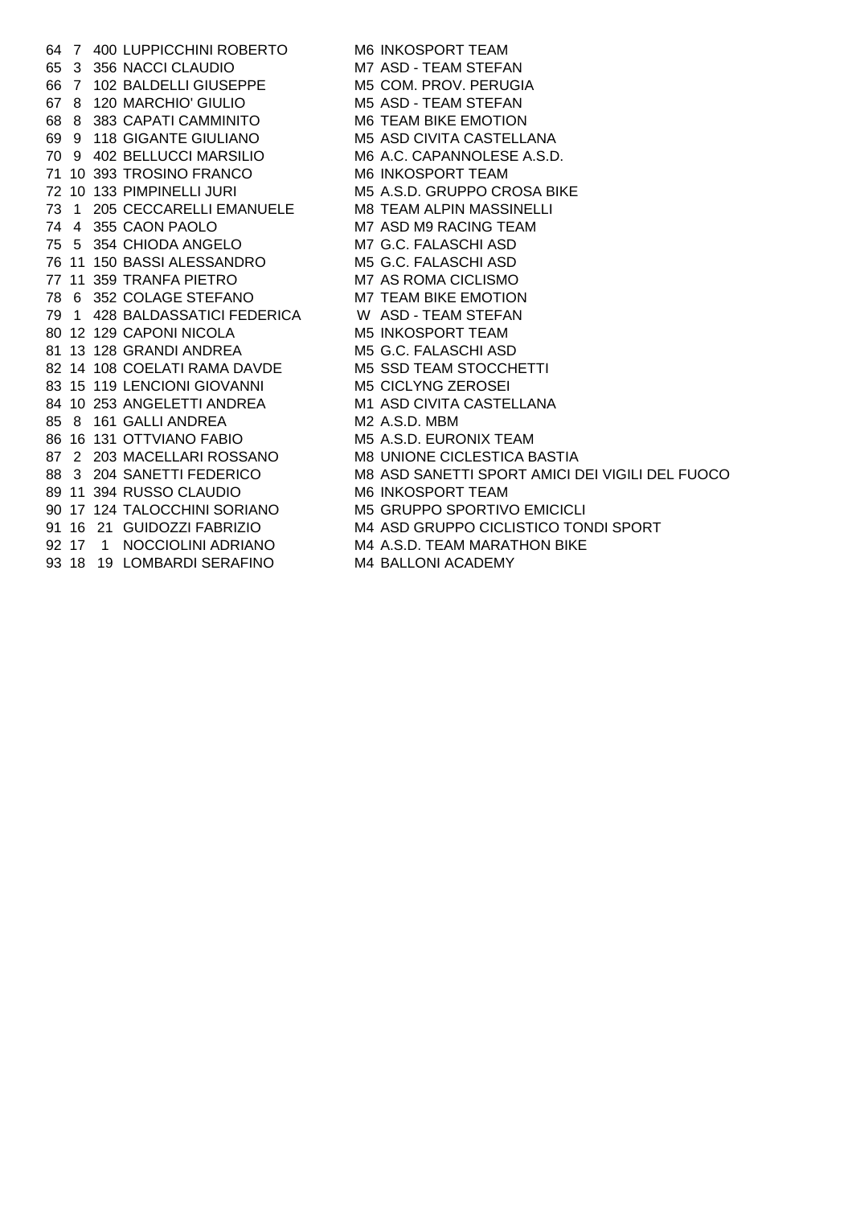| | | | | | |
|---|---|---|---|---|---|
| 64 | 7 | 400 | LUPPICCHINI ROBERTO | M6 | INKOSPORT TEAM |
| 65 | 3 | 356 | NACCI CLAUDIO | M7 | ASD - TEAM STEFAN |
| 66 | 7 | 102 | BALDELLI GIUSEPPE | M5 | COM. PROV. PERUGIA |
| 67 | 8 | 120 | MARCHIO' GIULIO | M5 | ASD - TEAM STEFAN |
| 68 | 8 | 383 | CAPATI CAMMINITO | M6 | TEAM BIKE EMOTION |
| 69 | 9 | 118 | GIGANTE GIULIANO | M5 | ASD CIVITA CASTELLANA |
| 70 | 9 | 402 | BELLUCCI MARSILIO | M6 | A.C. CAPANNOLESE A.S.D. |
| 71 | 10 | 393 | TROSINO FRANCO | M6 | INKOSPORT TEAM |
| 72 | 10 | 133 | PIMPINELLI JURI | M5 | A.S.D. GRUPPO CROSA BIKE |
| 73 | 1 | 205 | CECCARELLI EMANUELE | M8 | TEAM ALPIN MASSINELLI |
| 74 | 4 | 355 | CAON PAOLO | M7 | ASD M9 RACING TEAM |
| 75 | 5 | 354 | CHIODA ANGELO | M7 | G.C. FALASCHI ASD |
| 76 | 11 | 150 | BASSI ALESSANDRO | M5 | G.C. FALASCHI ASD |
| 77 | 11 | 359 | TRANFA PIETRO | M7 | AS ROMA CICLISMO |
| 78 | 6 | 352 | COLAGE STEFANO | M7 | TEAM BIKE EMOTION |
| 79 | 1 | 428 | BALDASSATICI FEDERICA | W | ASD - TEAM STEFAN |
| 80 | 12 | 129 | CAPONI NICOLA | M5 | INKOSPORT TEAM |
| 81 | 13 | 128 | GRANDI ANDREA | M5 | G.C. FALASCHI ASD |
| 82 | 14 | 108 | COELATI RAMA DAVDE | M5 | SSD TEAM STOCCHETTI |
| 83 | 15 | 119 | LENCIONI GIOVANNI | M5 | CICLYNG ZEROSEI |
| 84 | 10 | 253 | ANGELETTI ANDREA | M1 | ASD CIVITA CASTELLANA |
| 85 | 8 | 161 | GALLI ANDREA | M2 | A.S.D. MBM |
| 86 | 16 | 131 | OTTVIANO FABIO | M5 | A.S.D. EURONIX TEAM |
| 87 | 2 | 203 | MACELLARI ROSSANO | M8 | UNIONE CICLESTICA BASTIA |
| 88 | 3 | 204 | SANETTI FEDERICO | M8 | ASD SANETTI SPORT AMICI DEI VIGILI DEL FUOCO |
| 89 | 11 | 394 | RUSSO CLAUDIO | M6 | INKOSPORT TEAM |
| 90 | 17 | 124 | TALOCCHINI SORIANO | M5 | GRUPPO SPORTIVO EMICICLI |
| 91 | 16 | 21 | GUIDOZZI FABRIZIO | M4 | ASD GRUPPO CICLISTICO TONDI SPORT |
| 92 | 17 | 1 | NOCCIOLINI ADRIANO | M4 | A.S.D. TEAM MARATHON BIKE |
| 93 | 18 | 19 | LOMBARDI SERAFINO | M4 | BALLONI ACADEMY |